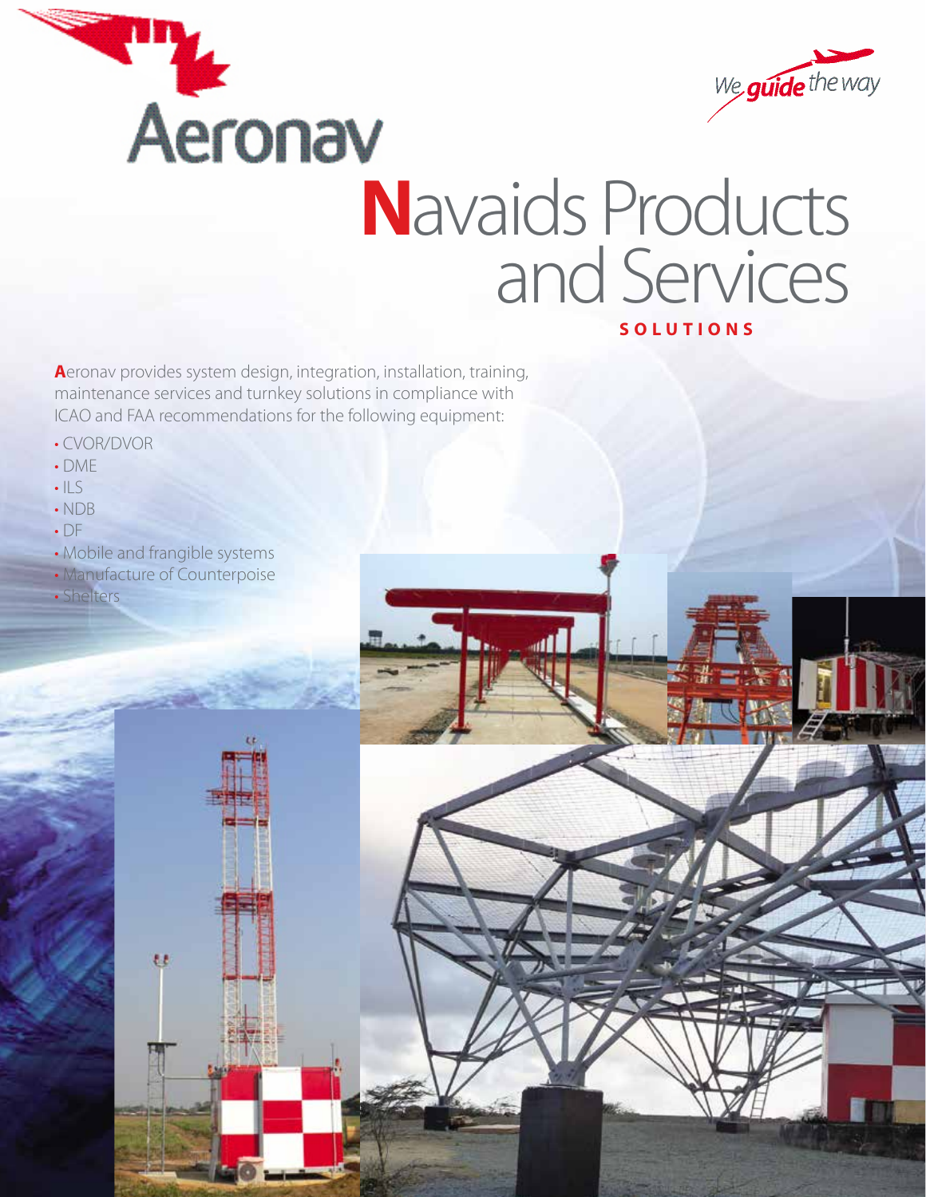Aeronav

*We guide the way*

# Navaids Products and Services

**SOLUTIONS**

**A**eronav provides system design, integration, installation, training, maintenance services and turnkey solutions in compliance with ICAO and FAA recommendations for the following equipment:

- CVOR/DVOR
- DME
- ILS
- NDB
- DF
- Mobile and frangible systems
- Manufacture of Counterpoise
- Shelters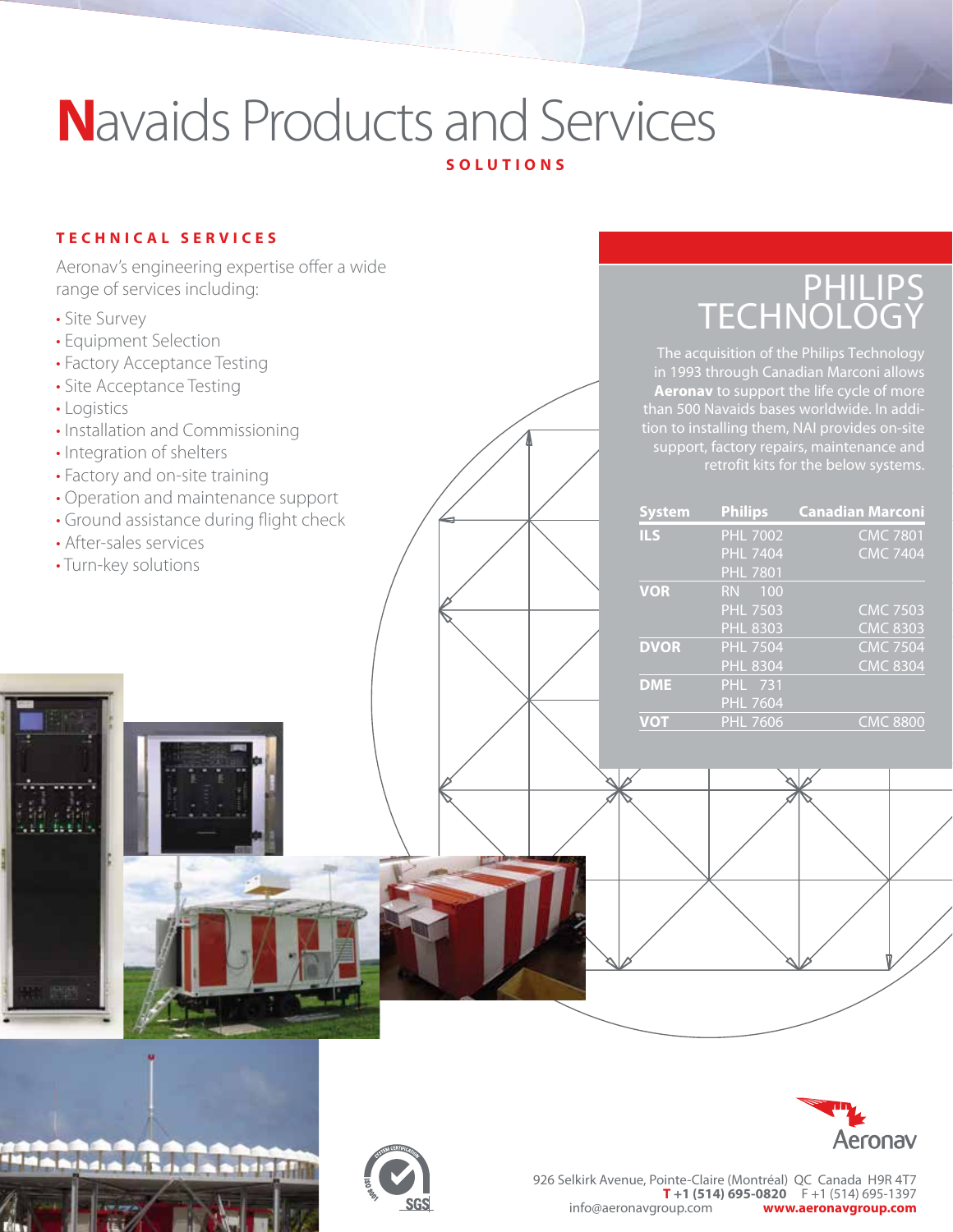# Navaids Products and Services

**SOLUTIONS**

## TECHNICAL SERVICES

Aeronav's engineering expertise offer a wide range of services including:

- Site Survey
- Equipment Selection
- Factory Acceptance Testing
- Site Acceptance Testing
- Logistics
- Installation and Commissioning
- Integration of shelters
- Factory and on-site training
- Operation and maintenance support
- Ground assistance during flight check
- After-sales services
- Turn-key solutions

## PHILIPS TECHNOLOGY

The acquisition of the Philips Technology in 1993 through Canadian Marconi allows **Aeronav** to support the life cycle of more than 500 Navaids bases worldwide. In addition to installing them, NAI provides on-site support, factory repairs, maintenance and retrofit kits for the below systems.

| System | Philips | Canadian Marconi |
|---|---|---|
| **ILS** | PHL 7002 | CMC 7801 |
| | PHL 7404 | CMC 7404 |
| | PHL 7801 | |
| **VOR** | RN 100 | |
| | PHL 7503 | CMC 7503 |
| | PHL 8303 | CMC 8303 |
| **DVOR** | PHL 7504 | CMC 7504 |
| | PHL 8304 | CMC 8304 |
| **DME** | PHL 731 | |
| | PHL 7604 | |
| **VOT** | PHL 7606 | CMC 8800 |

Aeronav

926 Selkirk Avenue, Pointe-Claire (Montréal) QC Canada H9R 4T7
**T +1 (514) 695-0820** F +1 (514) 695-1397
info@aeronavgroup.com **www.aeronavgroup.com**